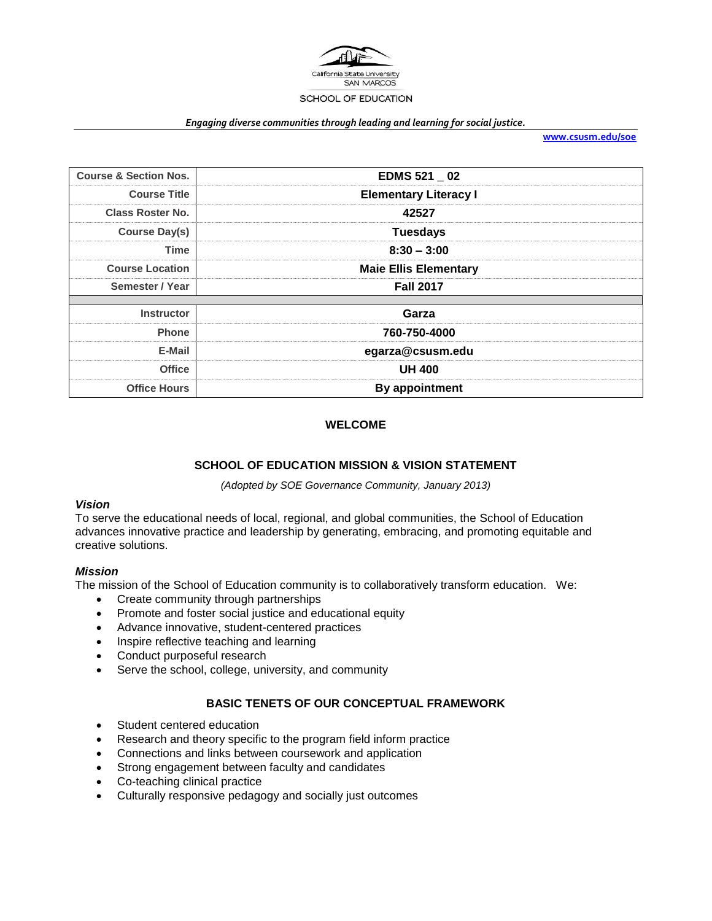California State University SAN MARCOS

SCHOOL OF EDUCATION

*Engaging diverse communities through leading and learning for social justice.*

www.csusm.edu/soe

| Course & Section Nos. | EDMS 521 _ 02 |
|---|---|
| Course Title | Elementary Literacy I |
| Class Roster No. | 42527 |
| Course Day(s) | Tuesdays |
| Time | 8:30 – 3:00 |
| Course Location | Maie Ellis Elementary |
| Semester / Year | Fall 2017 |
| Instructor | Garza |
| Phone | 760-750-4000 |
| E-Mail | egarza@csusm.edu |
| Office | UH 400 |
| Office Hours | By appointment |

## WELCOME

## SCHOOL OF EDUCATION MISSION & VISION STATEMENT

*(Adopted by SOE Governance Community, January 2013)*

### *Vision*

To serve the educational needs of local, regional, and global communities, the School of Education advances innovative practice and leadership by generating, embracing, and promoting equitable and creative solutions.

### *Mission*

The mission of the School of Education community is to collaboratively transform education. We:

- Create community through partnerships
- Promote and foster social justice and educational equity
- Advance innovative, student-centered practices
- Inspire reflective teaching and learning
- Conduct purposeful research
- Serve the school, college, university, and community

## BASIC TENETS OF OUR CONCEPTUAL FRAMEWORK

- Student centered education
- Research and theory specific to the program field inform practice
- Connections and links between coursework and application
- Strong engagement between faculty and candidates
- Co-teaching clinical practice
- Culturally responsive pedagogy and socially just outcomes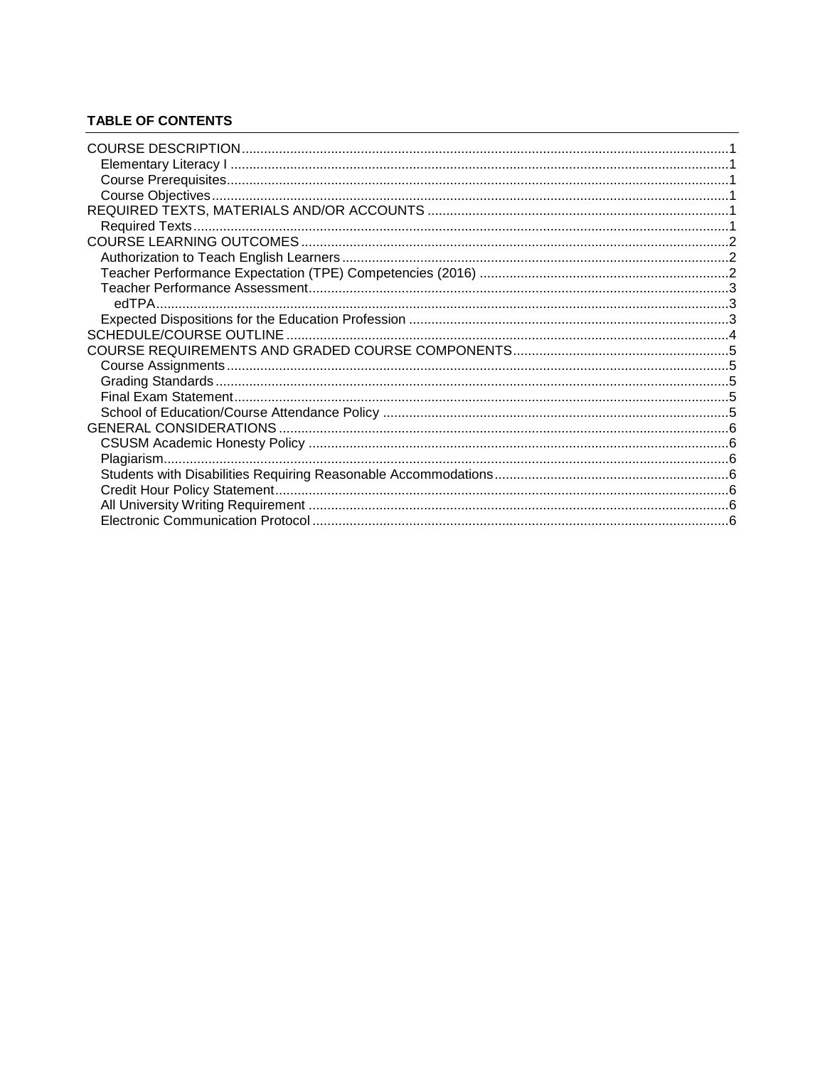**TABLE OF CONTENTS**

- COURSE DESCRIPTION .......... 1
  - Elementary Literacy I .......... 1
  - Course Prerequisites .......... 1
  - Course Objectives .......... 1
- REQUIRED TEXTS, MATERIALS AND/OR ACCOUNTS .......... 1
  - Required Texts .......... 1
- COURSE LEARNING OUTCOMES .......... 2
  - Authorization to Teach English Learners .......... 2
  - Teacher Performance Expectation (TPE) Competencies (2016) .......... 2
  - Teacher Performance Assessment .......... 3
    - edTPA .......... 3
  - Expected Dispositions for the Education Profession .......... 3
- SCHEDULE/COURSE OUTLINE .......... 4
- COURSE REQUIREMENTS AND GRADED COURSE COMPONENTS .......... 5
  - Course Assignments .......... 5
  - Grading Standards .......... 5
  - Final Exam Statement .......... 5
  - School of Education/Course Attendance Policy .......... 5
- GENERAL CONSIDERATIONS .......... 6
  - CSUSM Academic Honesty Policy .......... 6
  - Plagiarism .......... 6
  - Students with Disabilities Requiring Reasonable Accommodations .......... 6
  - Credit Hour Policy Statement .......... 6
  - All University Writing Requirement .......... 6
  - Electronic Communication Protocol .......... 6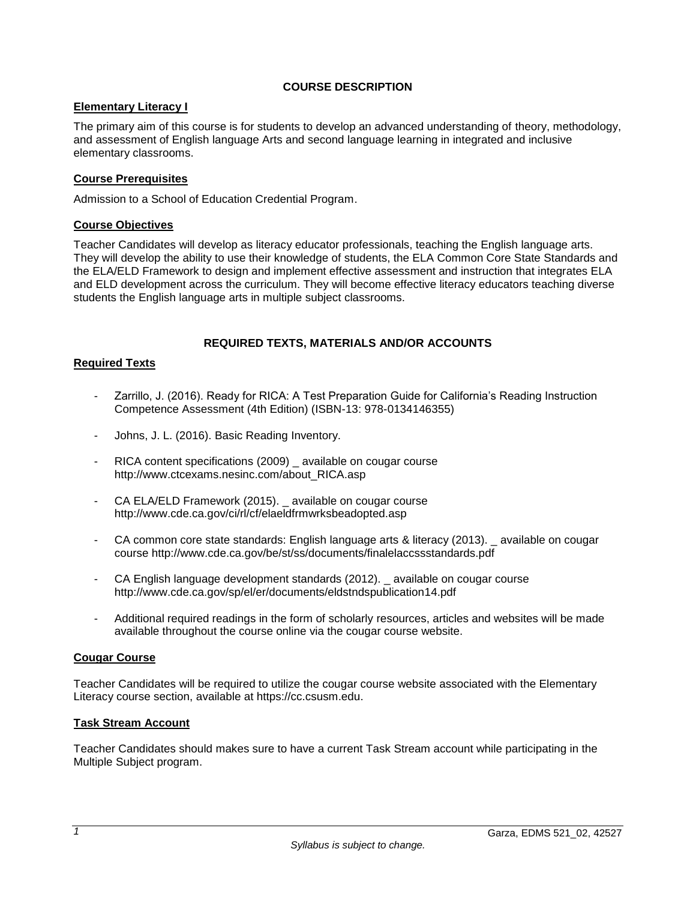## COURSE DESCRIPTION

### Elementary Literacy I

The primary aim of this course is for students to develop an advanced understanding of theory, methodology, and assessment of English language Arts and second language learning in integrated and inclusive elementary classrooms.

### Course Prerequisites

Admission to a School of Education Credential Program.

### Course Objectives

Teacher Candidates will develop as literacy educator professionals, teaching the English language arts. They will develop the ability to use their knowledge of students, the ELA Common Core State Standards and the ELA/ELD Framework to design and implement effective assessment and instruction that integrates ELA and ELD development across the curriculum. They will become effective literacy educators teaching diverse students the English language arts in multiple subject classrooms.

## REQUIRED TEXTS, MATERIALS AND/OR ACCOUNTS

### Required Texts

- Zarrillo, J. (2016). Ready for RICA: A Test Preparation Guide for California's Reading Instruction Competence Assessment (4th Edition) (ISBN-13: 978-0134146355)
- Johns, J. L. (2016). Basic Reading Inventory.
- RICA content specifications (2009) _ available on cougar course http://www.ctcexams.nesinc.com/about_RICA.asp
- CA ELA/ELD Framework (2015). _ available on cougar course http://www.cde.ca.gov/ci/rl/cf/elaeldfrmwrksbeadopted.asp
- CA common core state standards: English language arts & literacy (2013). _ available on cougar course http://www.cde.ca.gov/be/st/ss/documents/finalelaccssstandards.pdf
- CA English language development standards (2012). _ available on cougar course http://www.cde.ca.gov/sp/el/er/documents/eldstndspublication14.pdf
- Additional required readings in the form of scholarly resources, articles and websites will be made available throughout the course online via the cougar course website.

### Cougar Course

Teacher Candidates will be required to utilize the cougar course website associated with the Elementary Literacy course section, available at https://cc.csusm.edu.

### Task Stream Account

Teacher Candidates should makes sure to have a current Task Stream account while participating in the Multiple Subject program.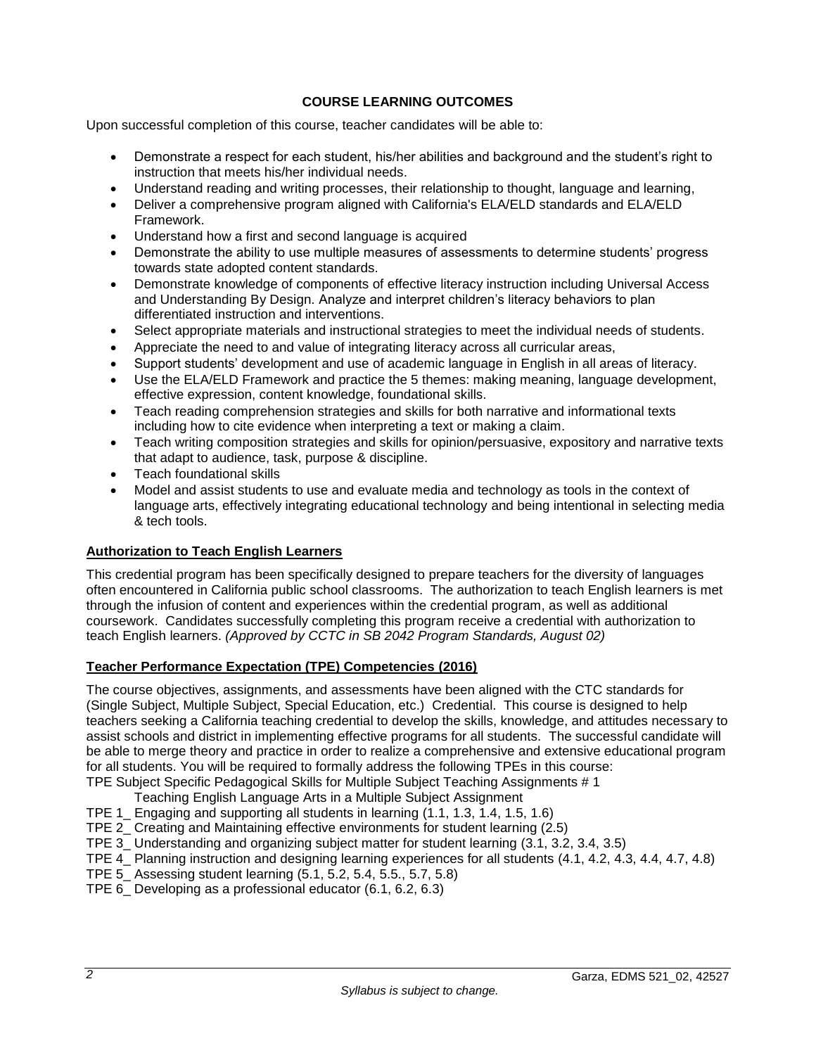**COURSE LEARNING OUTCOMES**

Upon successful completion of this course, teacher candidates will be able to:

- Demonstrate a respect for each student, his/her abilities and background and the student's right to instruction that meets his/her individual needs.
- Understand reading and writing processes, their relationship to thought, language and learning,
- Deliver a comprehensive program aligned with California's ELA/ELD standards and ELA/ELD Framework.
- Understand how a first and second language is acquired
- Demonstrate the ability to use multiple measures of assessments to determine students' progress towards state adopted content standards.
- Demonstrate knowledge of components of effective literacy instruction including Universal Access and Understanding By Design. Analyze and interpret children's literacy behaviors to plan differentiated instruction and interventions.
- Select appropriate materials and instructional strategies to meet the individual needs of students.
- Appreciate the need to and value of integrating literacy across all curricular areas,
- Support students' development and use of academic language in English in all areas of literacy.
- Use the ELA/ELD Framework and practice the 5 themes: making meaning, language development, effective expression, content knowledge, foundational skills.
- Teach reading comprehension strategies and skills for both narrative and informational texts including how to cite evidence when interpreting a text or making a claim.
- Teach writing composition strategies and skills for opinion/persuasive, expository and narrative texts that adapt to audience, task, purpose & discipline.
- Teach foundational skills
- Model and assist students to use and evaluate media and technology as tools in the context of language arts, effectively integrating educational technology and being intentional in selecting media & tech tools.

**Authorization to Teach English Learners**

This credential program has been specifically designed to prepare teachers for the diversity of languages often encountered in California public school classrooms. The authorization to teach English learners is met through the infusion of content and experiences within the credential program, as well as additional coursework. Candidates successfully completing this program receive a credential with authorization to teach English learners. *(Approved by CCTC in SB 2042 Program Standards, August 02)*

**Teacher Performance Expectation (TPE) Competencies (2016)**

The course objectives, assignments, and assessments have been aligned with the CTC standards for (Single Subject, Multiple Subject, Special Education, etc.) Credential. This course is designed to help teachers seeking a California teaching credential to develop the skills, knowledge, and attitudes necessary to assist schools and district in implementing effective programs for all students. The successful candidate will be able to merge theory and practice in order to realize a comprehensive and extensive educational program for all students. You will be required to formally address the following TPEs in this course:

TPE Subject Specific Pedagogical Skills for Multiple Subject Teaching Assignments # 1
Teaching English Language Arts in a Multiple Subject Assignment
TPE 1_ Engaging and supporting all students in learning (1.1, 1.3, 1.4, 1.5, 1.6)
TPE 2_ Creating and Maintaining effective environments for student learning (2.5)
TPE 3_ Understanding and organizing subject matter for student learning (3.1, 3.2, 3.4, 3.5)
TPE 4_ Planning instruction and designing learning experiences for all students (4.1, 4.2, 4.3, 4.4, 4.7, 4.8)
TPE 5_ Assessing student learning (5.1, 5.2, 5.4, 5.5., 5.7, 5.8)
TPE 6_ Developing as a professional educator (6.1, 6.2, 6.3)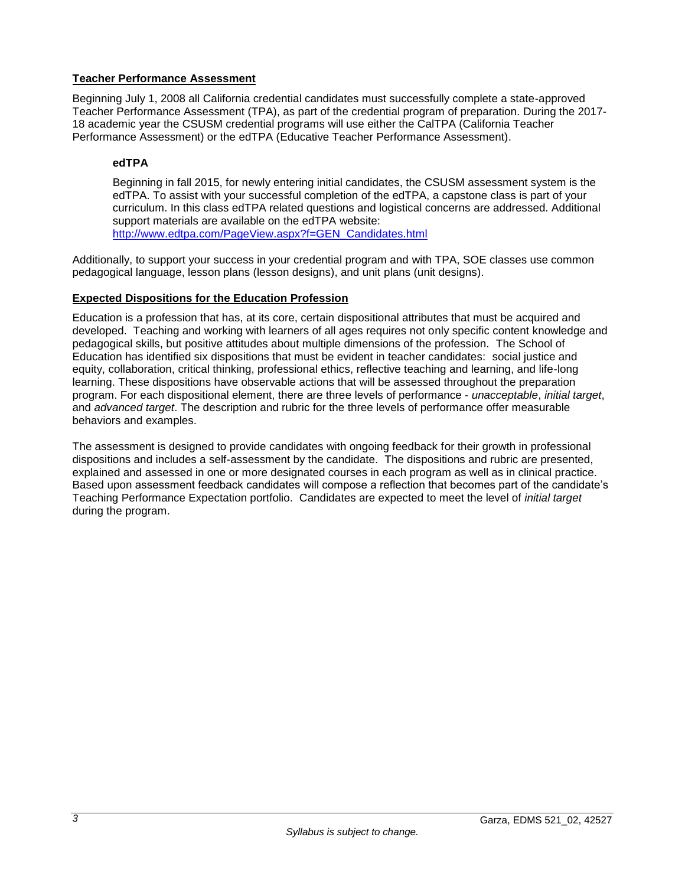## Teacher Performance Assessment

Beginning July 1, 2008 all California credential candidates must successfully complete a state-approved Teacher Performance Assessment (TPA), as part of the credential program of preparation. During the 2017-18 academic year the CSUSM credential programs will use either the CalTPA (California Teacher Performance Assessment) or the edTPA (Educative Teacher Performance Assessment).

### edTPA

Beginning in fall 2015, for newly entering initial candidates, the CSUSM assessment system is the edTPA. To assist with your successful completion of the edTPA, a capstone class is part of your curriculum. In this class edTPA related questions and logistical concerns are addressed. Additional support materials are available on the edTPA website:
http://www.edtpa.com/PageView.aspx?f=GEN_Candidates.html

Additionally, to support your success in your credential program and with TPA, SOE classes use common pedagogical language, lesson plans (lesson designs), and unit plans (unit designs).

## Expected Dispositions for the Education Profession

Education is a profession that has, at its core, certain dispositional attributes that must be acquired and developed. Teaching and working with learners of all ages requires not only specific content knowledge and pedagogical skills, but positive attitudes about multiple dimensions of the profession. The School of Education has identified six dispositions that must be evident in teacher candidates: social justice and equity, collaboration, critical thinking, professional ethics, reflective teaching and learning, and life-long learning. These dispositions have observable actions that will be assessed throughout the preparation program. For each dispositional element, there are three levels of performance - *unacceptable*, *initial target*, and *advanced target*. The description and rubric for the three levels of performance offer measurable behaviors and examples.

The assessment is designed to provide candidates with ongoing feedback for their growth in professional dispositions and includes a self-assessment by the candidate. The dispositions and rubric are presented, explained and assessed in one or more designated courses in each program as well as in clinical practice. Based upon assessment feedback candidates will compose a reflection that becomes part of the candidate's Teaching Performance Expectation portfolio. Candidates are expected to meet the level of *initial target* during the program.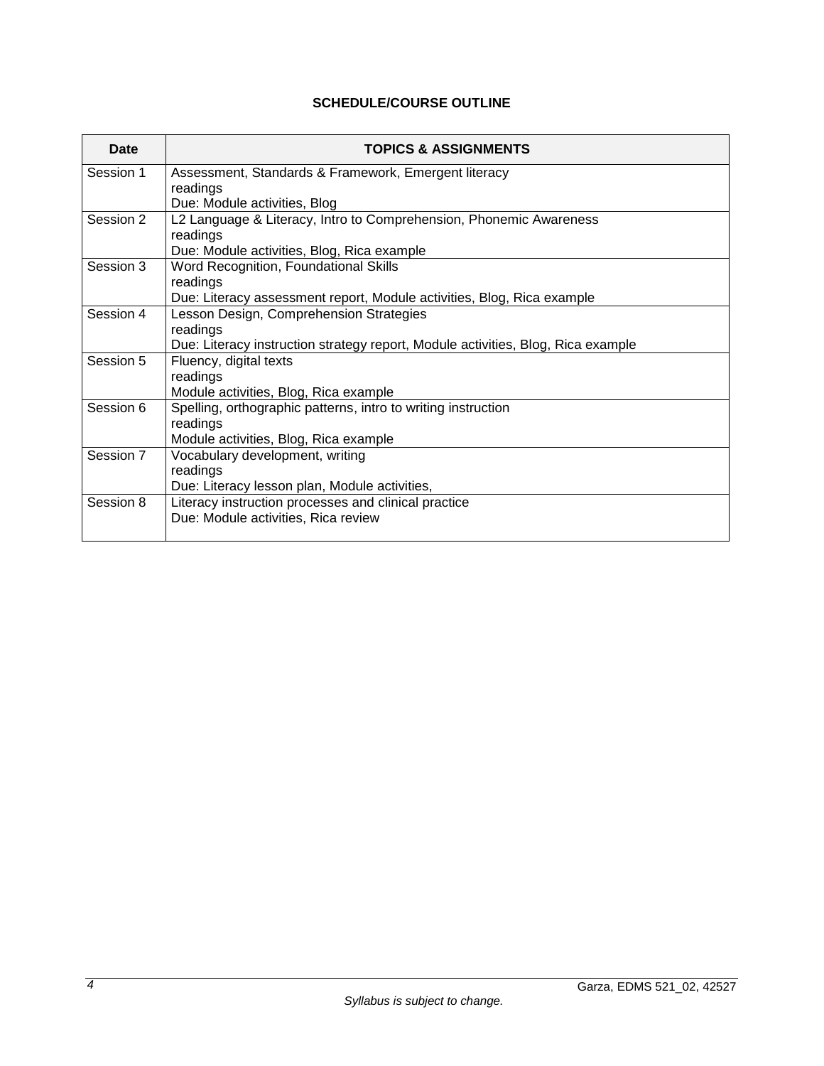## SCHEDULE/COURSE OUTLINE

| Date | TOPICS & ASSIGNMENTS |
|---|---|
| Session 1 | Assessment, Standards & Framework, Emergent literacy<br>readings<br>Due: Module activities, Blog |
| Session 2 | L2 Language & Literacy, Intro to Comprehension, Phonemic Awareness<br>readings<br>Due: Module activities, Blog, Rica example |
| Session 3 | Word Recognition, Foundational Skills<br>readings<br>Due: Literacy assessment report, Module activities, Blog, Rica example |
| Session 4 | Lesson Design, Comprehension Strategies<br>readings<br>Due: Literacy instruction strategy report, Module activities, Blog, Rica example |
| Session 5 | Fluency, digital texts<br>readings<br>Module activities, Blog, Rica example |
| Session 6 | Spelling, orthographic patterns, intro to writing instruction<br>readings<br>Module activities, Blog, Rica example |
| Session 7 | Vocabulary development, writing<br>readings<br>Due: Literacy lesson plan, Module activities, |
| Session 8 | Literacy instruction processes and clinical practice<br>Due: Module activities, Rica review |

*Syllabus is subject to change.*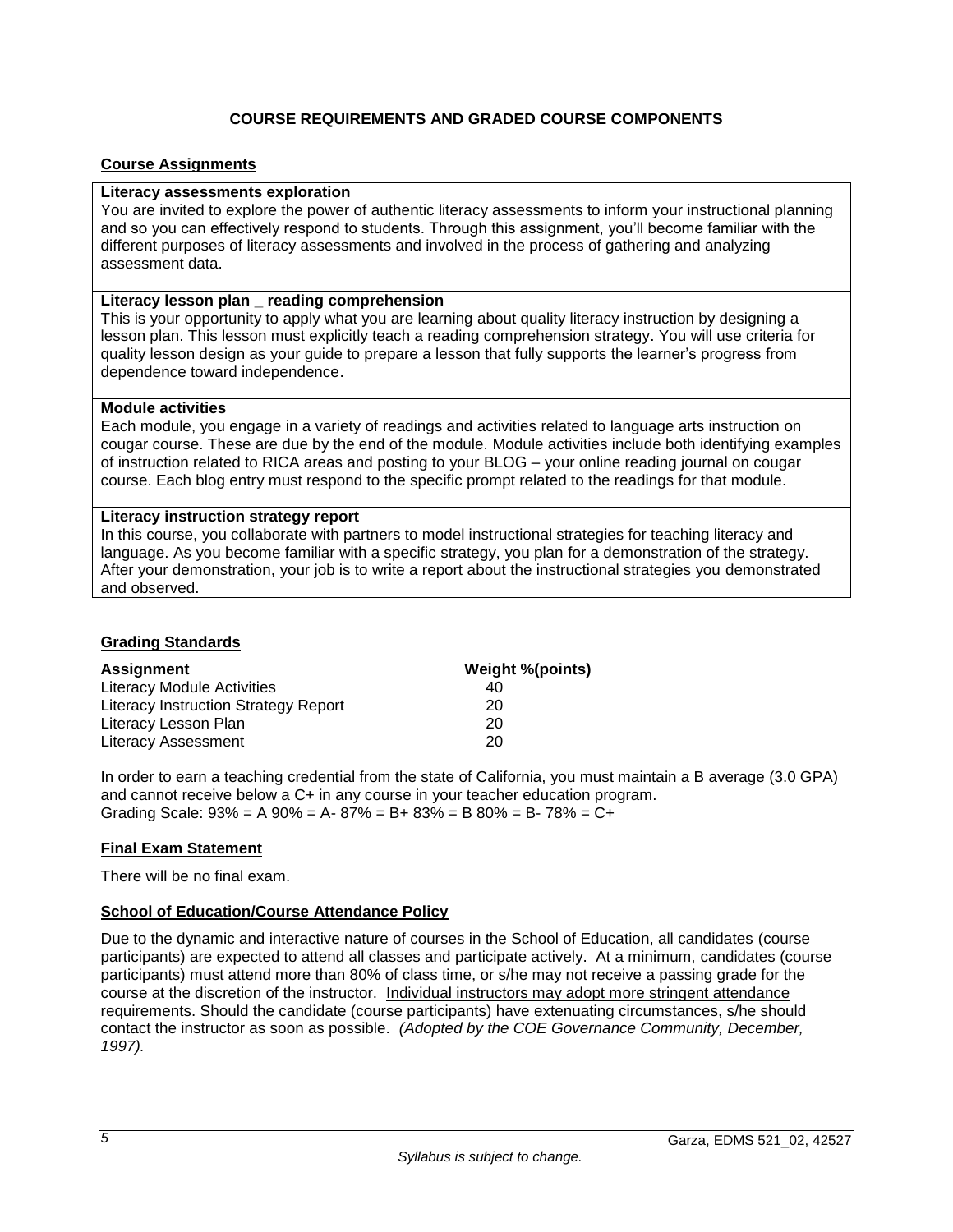## COURSE REQUIREMENTS AND GRADED COURSE COMPONENTS

### Course Assignments

**Literacy assessments exploration**
You are invited to explore the power of authentic literacy assessments to inform your instructional planning and so you can effectively respond to students. Through this assignment, you'll become familiar with the different purposes of literacy assessments and involved in the process of gathering and analyzing assessment data.

**Literacy lesson plan _ reading comprehension**
This is your opportunity to apply what you are learning about quality literacy instruction by designing a lesson plan. This lesson must explicitly teach a reading comprehension strategy. You will use criteria for quality lesson design as your guide to prepare a lesson that fully supports the learner's progress from dependence toward independence.

**Module activities**
Each module, you engage in a variety of readings and activities related to language arts instruction on cougar course. These are due by the end of the module. Module activities include both identifying examples of instruction related to RICA areas and posting to your BLOG – your online reading journal on cougar course. Each blog entry must respond to the specific prompt related to the readings for that module.

**Literacy instruction strategy report**
In this course, you collaborate with partners to model instructional strategies for teaching literacy and language. As you become familiar with a specific strategy, you plan for a demonstration of the strategy. After your demonstration, your job is to write a report about the instructional strategies you demonstrated and observed.

### Grading Standards

| Assignment | Weight %(points) |
|---|---|
| Literacy Module Activities | 40 |
| Literacy Instruction Strategy Report | 20 |
| Literacy Lesson Plan | 20 |
| Literacy Assessment | 20 |

In order to earn a teaching credential from the state of California, you must maintain a B average (3.0 GPA) and cannot receive below a C+ in any course in your teacher education program.
Grading Scale: 93% = A 90% = A- 87% = B+ 83% = B 80% = B- 78% = C+

### Final Exam Statement

There will be no final exam.

### School of Education/Course Attendance Policy

Due to the dynamic and interactive nature of courses in the School of Education, all candidates (course participants) are expected to attend all classes and participate actively. At a minimum, candidates (course participants) must attend more than 80% of class time, or s/he may not receive a passing grade for the course at the discretion of the instructor. Individual instructors may adopt more stringent attendance requirements. Should the candidate (course participants) have extenuating circumstances, s/he should contact the instructor as soon as possible. *(Adopted by the COE Governance Community, December, 1997).*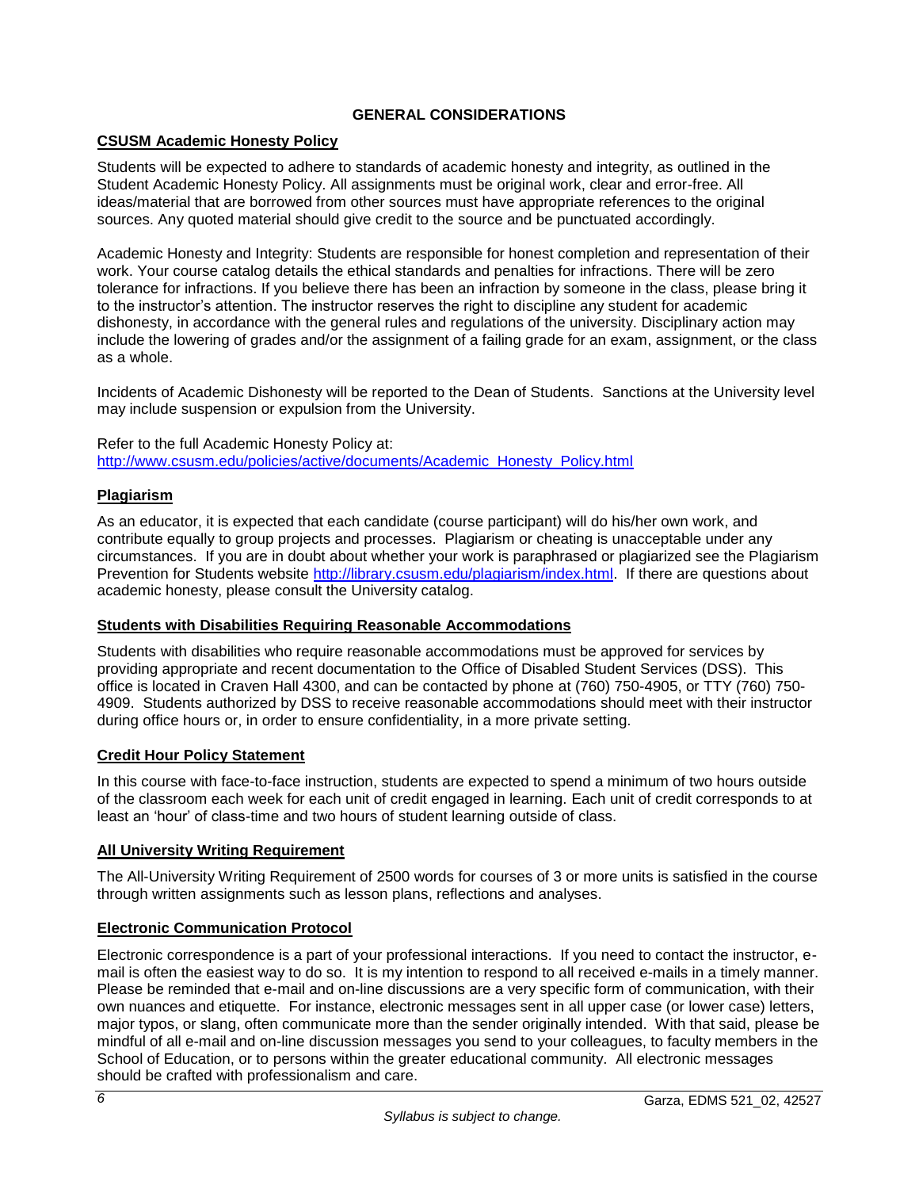## GENERAL CONSIDERATIONS

### CSUSM Academic Honesty Policy

Students will be expected to adhere to standards of academic honesty and integrity, as outlined in the Student Academic Honesty Policy. All assignments must be original work, clear and error-free. All ideas/material that are borrowed from other sources must have appropriate references to the original sources. Any quoted material should give credit to the source and be punctuated accordingly.

Academic Honesty and Integrity: Students are responsible for honest completion and representation of their work. Your course catalog details the ethical standards and penalties for infractions. There will be zero tolerance for infractions. If you believe there has been an infraction by someone in the class, please bring it to the instructor's attention. The instructor reserves the right to discipline any student for academic dishonesty, in accordance with the general rules and regulations of the university. Disciplinary action may include the lowering of grades and/or the assignment of a failing grade for an exam, assignment, or the class as a whole.

Incidents of Academic Dishonesty will be reported to the Dean of Students. Sanctions at the University level may include suspension or expulsion from the University.

Refer to the full Academic Honesty Policy at:
http://www.csusm.edu/policies/active/documents/Academic_Honesty_Policy.html

### Plagiarism

As an educator, it is expected that each candidate (course participant) will do his/her own work, and contribute equally to group projects and processes. Plagiarism or cheating is unacceptable under any circumstances. If you are in doubt about whether your work is paraphrased or plagiarized see the Plagiarism Prevention for Students website http://library.csusm.edu/plagiarism/index.html. If there are questions about academic honesty, please consult the University catalog.

### Students with Disabilities Requiring Reasonable Accommodations

Students with disabilities who require reasonable accommodations must be approved for services by providing appropriate and recent documentation to the Office of Disabled Student Services (DSS). This office is located in Craven Hall 4300, and can be contacted by phone at (760) 750-4905, or TTY (760) 750-4909. Students authorized by DSS to receive reasonable accommodations should meet with their instructor during office hours or, in order to ensure confidentiality, in a more private setting.

### Credit Hour Policy Statement

In this course with face-to-face instruction, students are expected to spend a minimum of two hours outside of the classroom each week for each unit of credit engaged in learning. Each unit of credit corresponds to at least an 'hour' of class-time and two hours of student learning outside of class.

### All University Writing Requirement

The All-University Writing Requirement of 2500 words for courses of 3 or more units is satisfied in the course through written assignments such as lesson plans, reflections and analyses.

### Electronic Communication Protocol

Electronic correspondence is a part of your professional interactions. If you need to contact the instructor, e-mail is often the easiest way to do so. It is my intention to respond to all received e-mails in a timely manner. Please be reminded that e-mail and on-line discussions are a very specific form of communication, with their own nuances and etiquette. For instance, electronic messages sent in all upper case (or lower case) letters, major typos, or slang, often communicate more than the sender originally intended. With that said, please be mindful of all e-mail and on-line discussion messages you send to your colleagues, to faculty members in the School of Education, or to persons within the greater educational community. All electronic messages should be crafted with professionalism and care.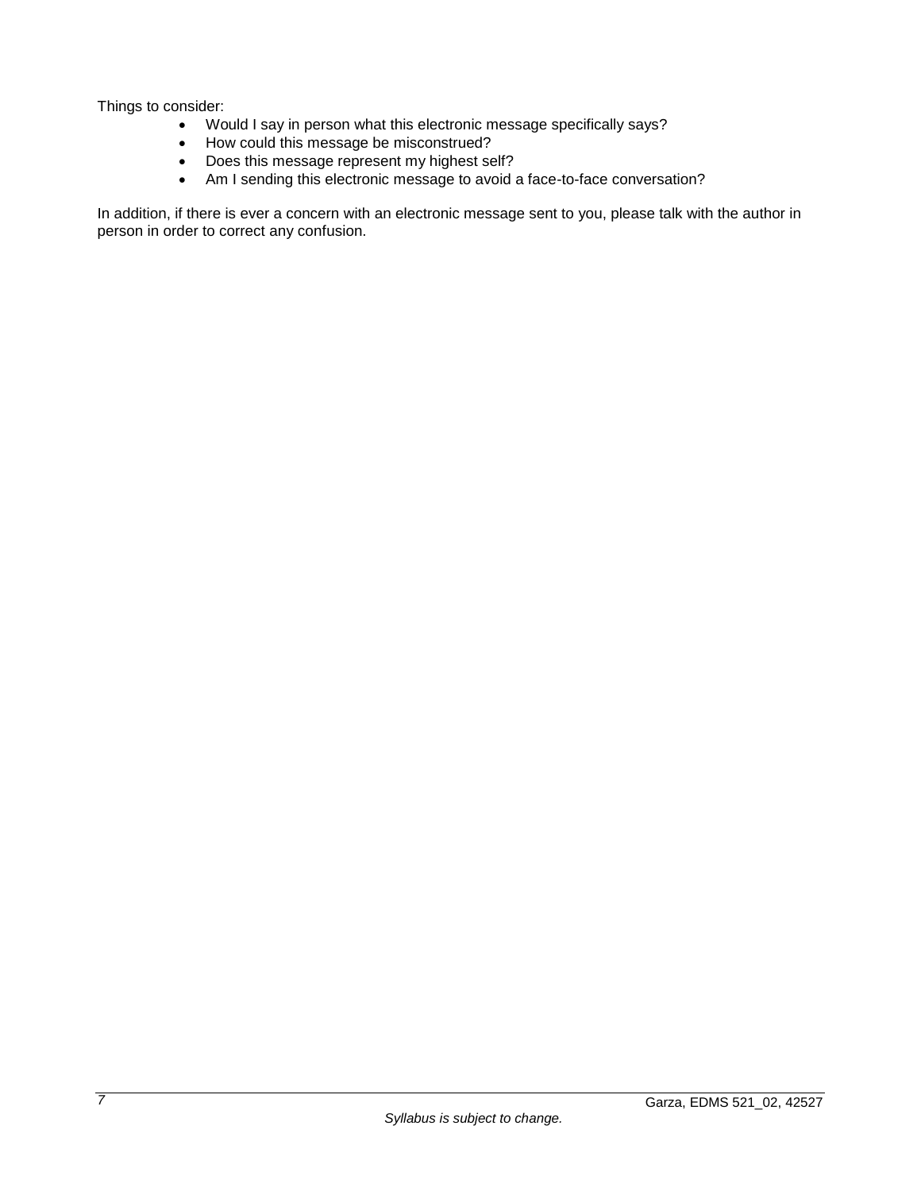Things to consider:

- Would I say in person what this electronic message specifically says?
- How could this message be misconstrued?
- Does this message represent my highest self?
- Am I sending this electronic message to avoid a face-to-face conversation?

In addition, if there is ever a concern with an electronic message sent to you, please talk with the author in person in order to correct any confusion.